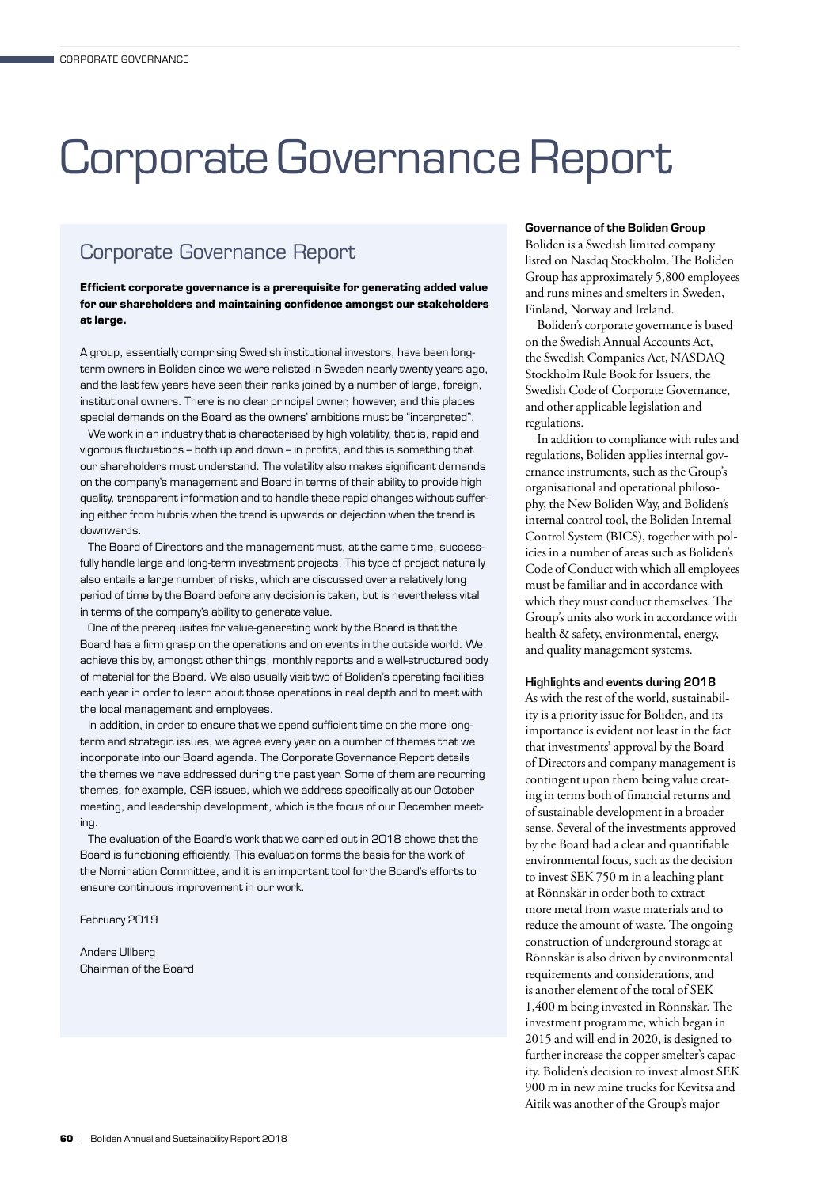# Corporate Governance Report

## Corporate Governance Report

**Efficient corporate governance is a prerequisite for generating added value for our shareholders and maintaining confidence amongst our stakeholders at large.**

A group, essentially comprising Swedish institutional investors, have been long-term owners in Boliden since we were relisted in Sweden nearly twenty years ago, and the last few years have seen their ranks joined by a number of large, foreign, institutional owners. There is no clear principal owner, however, and this places special demands on the Board as the owners' ambitions must be "interpreted".

We work in an industry that is characterised by high volatility, that is, rapid and vigorous fluctuations – both up and down – in profits, and this is something that our shareholders must understand. The volatility also makes significant demands on the company's management and Board in terms of their ability to provide high quality, transparent information and to handle these rapid changes without suffering either from hubris when the trend is upwards or dejection when the trend is downwards.

The Board of Directors and the management must, at the same time, successfully handle large and long-term investment projects. This type of project naturally also entails a large number of risks, which are discussed over a relatively long period of time by the Board before any decision is taken, but is nevertheless vital in terms of the company's ability to generate value.

One of the prerequisites for value-generating work by the Board is that the Board has a firm grasp on the operations and on events in the outside world. We achieve this by, amongst other things, monthly reports and a well-structured body of material for the Board. We also usually visit two of Boliden's operating facilities each year in order to learn about those operations in real depth and to meet with the local management and employees.

In addition, in order to ensure that we spend sufficient time on the more long-term and strategic issues, we agree every year on a number of themes that we incorporate into our Board agenda. The Corporate Governance Report details the themes we have addressed during the past year. Some of them are recurring themes, for example, CSR issues, which we address specifically at our October meeting, and leadership development, which is the focus of our December meeting.

The evaluation of the Board's work that we carried out in 2018 shows that the Board is functioning efficiently. This evaluation forms the basis for the work of the Nomination Committee, and it is an important tool for the Board's efforts to ensure continuous improvement in our work.

February 2019

Anders Ullberg
Chairman of the Board

#### Governance of the Boliden Group

Boliden is a Swedish limited company listed on Nasdaq Stockholm. The Boliden Group has approximately 5,800 employees and runs mines and smelters in Sweden, Finland, Norway and Ireland.

Boliden's corporate governance is based on the Swedish Annual Accounts Act, the Swedish Companies Act, NASDAQ Stockholm Rule Book for Issuers, the Swedish Code of Corporate Governance, and other applicable legislation and regulations.

In addition to compliance with rules and regulations, Boliden applies internal governance instruments, such as the Group's organisational and operational philosophy, the New Boliden Way, and Boliden's internal control tool, the Boliden Internal Control System (BICS), together with policies in a number of areas such as Boliden's Code of Conduct with which all employees must be familiar and in accordance with which they must conduct themselves. The Group's units also work in accordance with health & safety, environmental, energy, and quality management systems.

#### Highlights and events during 2018

As with the rest of the world, sustainability is a priority issue for Boliden, and its importance is evident not least in the fact that investments' approval by the Board of Directors and company management is contingent upon them being value creating in terms both of financial returns and of sustainable development in a broader sense. Several of the investments approved by the Board had a clear and quantifiable environmental focus, such as the decision to invest SEK 750 m in a leaching plant at Rönnskär in order both to extract more metal from waste materials and to reduce the amount of waste. The ongoing construction of underground storage at Rönnskär is also driven by environmental requirements and considerations, and is another element of the total of SEK 1,400 m being invested in Rönnskär. The investment programme, which began in 2015 and will end in 2020, is designed to further increase the copper smelter's capacity. Boliden's decision to invest almost SEK 900 m in new mine trucks for Kevitsa and Aitik was another of the Group's major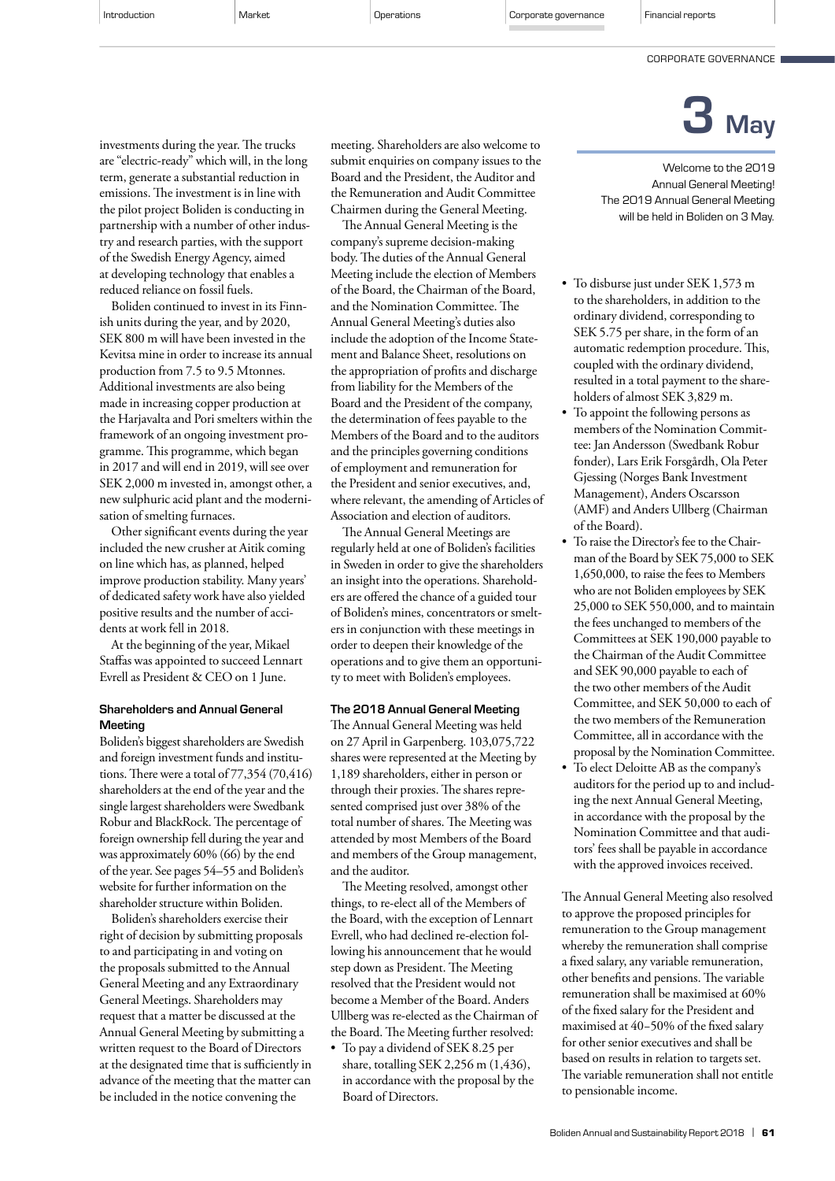investments during the year. The trucks are "electric-ready" which will, in the long term, generate a substantial reduction in emissions. The investment is in line with the pilot project Boliden is conducting in partnership with a number of other industry and research parties, with the support of the Swedish Energy Agency, aimed at developing technology that enables a reduced reliance on fossil fuels.

Boliden continued to invest in its Finnish units during the year, and by 2020, SEK 800 m will have been invested in the Kevitsa mine in order to increase its annual production from 7.5 to 9.5 Mtonnes. Additional investments are also being made in increasing copper production at the Harjavalta and Pori smelters within the framework of an ongoing investment programme. This programme, which began in 2017 and will end in 2019, will see over SEK 2,000 m invested in, amongst other, a new sulphuric acid plant and the modernisation of smelting furnaces.

Other significant events during the year included the new crusher at Aitik coming on line which has, as planned, helped improve production stability. Many years' of dedicated safety work have also yielded positive results and the number of accidents at work fell in 2018.

At the beginning of the year, Mikael Staffas was appointed to succeed Lennart Evrell as President & CEO on 1 June.

### Shareholders and Annual General Meeting

Boliden's biggest shareholders are Swedish and foreign investment funds and institutions. There were a total of 77,354 (70,416) shareholders at the end of the year and the single largest shareholders were Swedbank Robur and BlackRock. The percentage of foreign ownership fell during the year and was approximately 60% (66) by the end of the year. See pages 54–55 and Boliden's website for further information on the shareholder structure within Boliden.

Boliden's shareholders exercise their right of decision by submitting proposals to and participating in and voting on the proposals submitted to the Annual General Meeting and any Extraordinary General Meetings. Shareholders may request that a matter be discussed at the Annual General Meeting by submitting a written request to the Board of Directors at the designated time that is sufficiently in advance of the meeting that the matter can be included in the notice convening the meeting. Shareholders are also welcome to submit enquiries on company issues to the Board and the President, the Auditor and the Remuneration and Audit Committee Chairmen during the General Meeting.

The Annual General Meeting is the company's supreme decision-making body. The duties of the Annual General Meeting include the election of Members of the Board, the Chairman of the Board, and the Nomination Committee. The Annual General Meeting's duties also include the adoption of the Income Statement and Balance Sheet, resolutions on the appropriation of profits and discharge from liability for the Members of the Board and the President of the company, the determination of fees payable to the Members of the Board and to the auditors and the principles governing conditions of employment and remuneration for the President and senior executives, and, where relevant, the amending of Articles of Association and election of auditors.

The Annual General Meetings are regularly held at one of Boliden's facilities in Sweden in order to give the shareholders an insight into the operations. Shareholders are offered the chance of a guided tour of Boliden's mines, concentrators or smelters in conjunction with these meetings in order to deepen their knowledge of the operations and to give them an opportunity to meet with Boliden's employees.

### The 2018 Annual General Meeting

The Annual General Meeting was held on 27 April in Garpenberg. 103,075,722 shares were represented at the Meeting by 1,189 shareholders, either in person or through their proxies. The shares represented comprised just over 38% of the total number of shares. The Meeting was attended by most Members of the Board and members of the Group management, and the auditor.

The Meeting resolved, amongst other things, to re-elect all of the Members of the Board, with the exception of Lennart Evrell, who had declined re-election following his announcement that he would step down as President. The Meeting resolved that the President would not become a Member of the Board. Anders Ullberg was re-elected as the Chairman of the Board. The Meeting further resolved:

- To pay a dividend of SEK 8.25 per share, totalling SEK 2,256 m (1,436), in accordance with the proposal by the Board of Directors.
- To disburse just under SEK 1,573 m to the shareholders, in addition to the ordinary dividend, corresponding to SEK 5.75 per share, in the form of an automatic redemption procedure. This, coupled with the ordinary dividend, resulted in a total payment to the shareholders of almost SEK 3,829 m.
- To appoint the following persons as members of the Nomination Committee: Jan Andersson (Swedbank Robur fonder), Lars Erik Forsgårdh, Ola Peter Gjessing (Norges Bank Investment Management), Anders Oscarsson (AMF) and Anders Ullberg (Chairman of the Board).
- To raise the Director's fee to the Chairman of the Board by SEK 75,000 to SEK 1,650,000, to raise the fees to Members who are not Boliden employees by SEK 25,000 to SEK 550,000, and to maintain the fees unchanged to members of the Committees at SEK 190,000 payable to the Chairman of the Audit Committee and SEK 90,000 payable to each of the two other members of the Audit Committee, and SEK 50,000 to each of the two members of the Remuneration Committee, all in accordance with the proposal by the Nomination Committee.
- To elect Deloitte AB as the company's auditors for the period up to and including the next Annual General Meeting, in accordance with the proposal by the Nomination Committee and that auditors' fees shall be payable in accordance with the approved invoices received.

The Annual General Meeting also resolved to approve the proposed principles for remuneration to the Group management whereby the remuneration shall comprise a fixed salary, any variable remuneration, other benefits and pensions. The variable remuneration shall be maximised at 60% of the fixed salary for the President and maximised at 40–50% of the fixed salary for other senior executives and shall be based on results in relation to targets set. The variable remuneration shall not entitle to pensionable income.

**3 May**

Welcome to the 2019 Annual General Meeting! The 2019 Annual General Meeting will be held in Boliden on 3 May.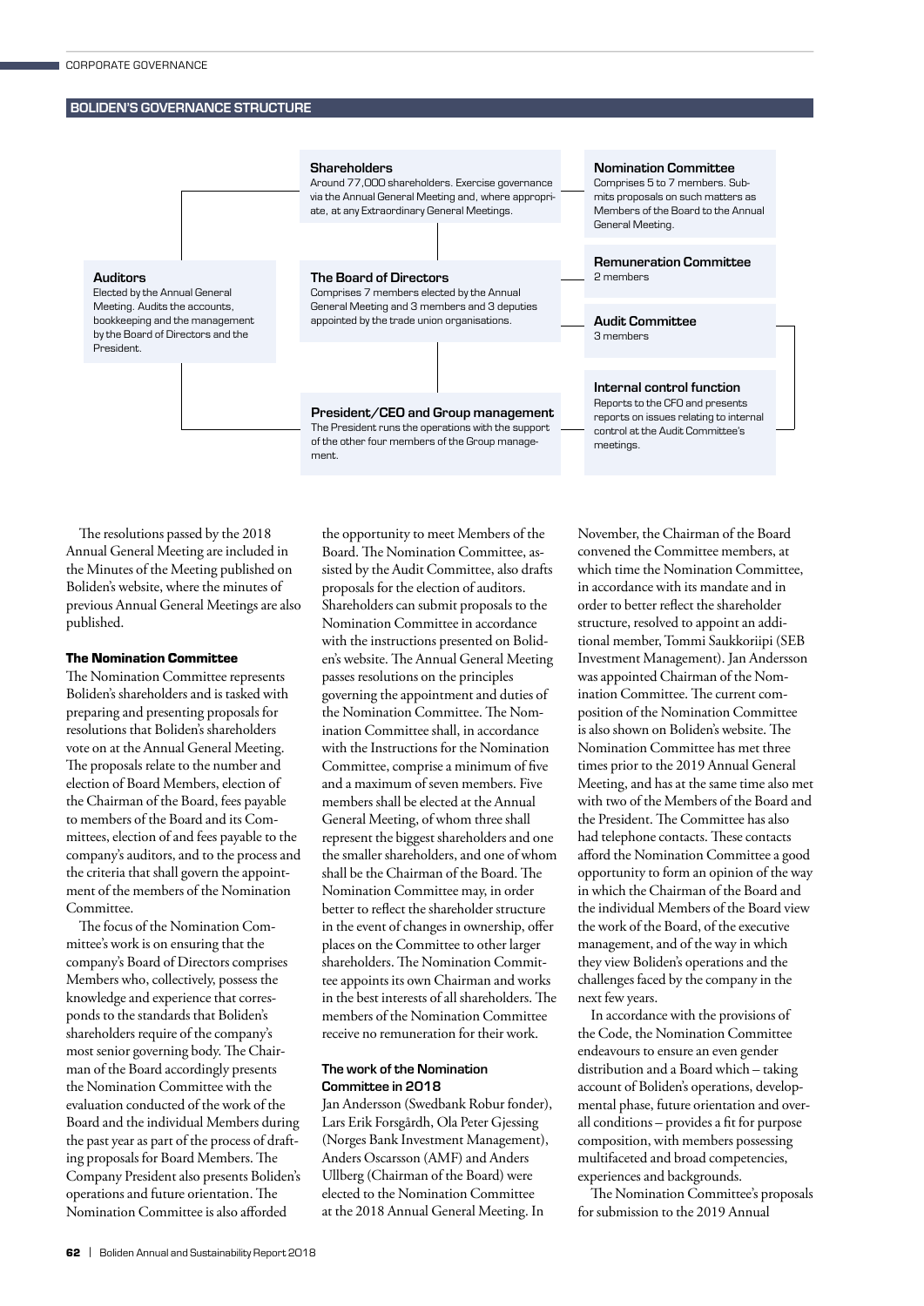## BOLIDEN'S GOVERNANCE STRUCTURE

**Shareholders**
Around 77,000 shareholders. Exercise governance via the Annual General Meeting and, where appropriate, at any Extraordinary General Meetings.

**Nomination Committee**
Comprises 5 to 7 members. Submits proposals on such matters as Members of the Board to the Annual General Meeting.

**Auditors**
Elected by the Annual General Meeting. Audits the accounts, bookkeeping and the management by the Board of Directors and the President.

**The Board of Directors**
Comprises 7 members elected by the Annual General Meeting and 3 members and 3 deputies appointed by the trade union organisations.

**Remuneration Committee**
2 members

**Audit Committee**
3 members

**Internal control function**
Reports to the CFO and presents reports on issues relating to internal control at the Audit Committee's meetings.

**President/CEO and Group management**
The President runs the operations with the support of the other four members of the Group management.

The resolutions passed by the 2018 Annual General Meeting are included in the Minutes of the Meeting published on Boliden's website, where the minutes of previous Annual General Meetings are also published.

### The Nomination Committee

The Nomination Committee represents Boliden's shareholders and is tasked with preparing and presenting proposals for resolutions that Boliden's shareholders vote on at the Annual General Meeting. The proposals relate to the number and election of Board Members, election of the Chairman of the Board, fees payable to members of the Board and its Committees, election of and fees payable to the company's auditors, and to the process and the criteria that shall govern the appointment of the members of the Nomination Committee.

The focus of the Nomination Committee's work is on ensuring that the company's Board of Directors comprises Members who, collectively, possess the knowledge and experience that corresponds to the standards that Boliden's shareholders require of the company's most senior governing body. The Chairman of the Board accordingly presents the Nomination Committee with the evaluation conducted of the work of the Board and the individual Members during the past year as part of the process of drafting proposals for Board Members. The Company President also presents Boliden's operations and future orientation. The Nomination Committee is also afforded the opportunity to meet Members of the Board. The Nomination Committee, assisted by the Audit Committee, also drafts proposals for the election of auditors. Shareholders can submit proposals to the Nomination Committee in accordance with the instructions presented on Boliden's website. The Annual General Meeting passes resolutions on the principles governing the appointment and duties of the Nomination Committee. The Nomination Committee shall, in accordance with the Instructions for the Nomination Committee, comprise a minimum of five and a maximum of seven members. Five members shall be elected at the Annual General Meeting, of whom three shall represent the biggest shareholders and one the smaller shareholders, and one of whom shall be the Chairman of the Board. The Nomination Committee may, in order better to reflect the shareholder structure in the event of changes in ownership, offer places on the Committee to other larger shareholders. The Nomination Committee appoints its own Chairman and works in the best interests of all shareholders. The members of the Nomination Committee receive no remuneration for their work.

#### The work of the Nomination Committee in 2018

Jan Andersson (Swedbank Robur fonder), Lars Erik Forsgårdh, Ola Peter Gjessing (Norges Bank Investment Management), Anders Oscarsson (AMF) and Anders Ullberg (Chairman of the Board) were elected to the Nomination Committee at the 2018 Annual General Meeting. In November, the Chairman of the Board convened the Committee members, at which time the Nomination Committee, in accordance with its mandate and in order to better reflect the shareholder structure, resolved to appoint an additional member, Tommi Saukkoriipi (SEB Investment Management). Jan Andersson was appointed Chairman of the Nomination Committee. The current composition of the Nomination Committee is also shown on Boliden's website. The Nomination Committee has met three times prior to the 2019 Annual General Meeting, and has at the same time also met with two of the Members of the Board and the President. The Committee has also had telephone contacts. These contacts afford the Nomination Committee a good opportunity to form an opinion of the way in which the Chairman of the Board and the individual Members of the Board view the work of the Board, of the executive management, and of the way in which they view Boliden's operations and the challenges faced by the company in the next few years.

In accordance with the provisions of the Code, the Nomination Committee endeavours to ensure an even gender distribution and a Board which – taking account of Boliden's operations, developmental phase, future orientation and overall conditions – provides a fit for purpose composition, with members possessing multifaceted and broad competencies, experiences and backgrounds.

The Nomination Committee's proposals for submission to the 2019 Annual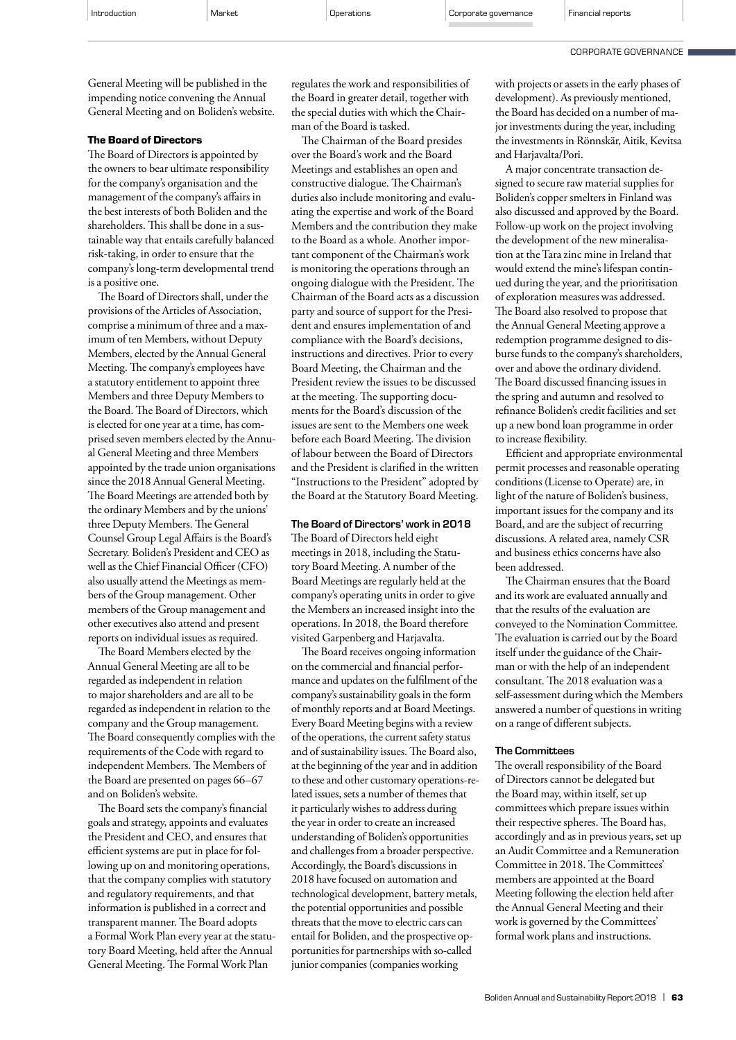General Meeting will be published in the impending notice convening the Annual General Meeting and on Boliden's website.

### The Board of Directors

The Board of Directors is appointed by the owners to bear ultimate responsibility for the company's organisation and the management of the company's affairs in the best interests of both Boliden and the shareholders. This shall be done in a sustainable way that entails carefully balanced risk-taking, in order to ensure that the company's long-term developmental trend is a positive one.

The Board of Directors shall, under the provisions of the Articles of Association, comprise a minimum of three and a maximum of ten Members, without Deputy Members, elected by the Annual General Meeting. The company's employees have a statutory entitlement to appoint three Members and three Deputy Members to the Board. The Board of Directors, which is elected for one year at a time, has comprised seven members elected by the Annual General Meeting and three Members appointed by the trade union organisations since the 2018 Annual General Meeting. The Board Meetings are attended both by the ordinary Members and by the unions' three Deputy Members. The General Counsel Group Legal Affairs is the Board's Secretary. Boliden's President and CEO as well as the Chief Financial Officer (CFO) also usually attend the Meetings as members of the Group management. Other members of the Group management and other executives also attend and present reports on individual issues as required.

The Board Members elected by the Annual General Meeting are all to be regarded as independent in relation to major shareholders and are all to be regarded as independent in relation to the company and the Group management. The Board consequently complies with the requirements of the Code with regard to independent Members. The Members of the Board are presented on pages 66–67 and on Boliden's website.

The Board sets the company's financial goals and strategy, appoints and evaluates the President and CEO, and ensures that efficient systems are put in place for following up on and monitoring operations, that the company complies with statutory and regulatory requirements, and that information is published in a correct and transparent manner. The Board adopts a Formal Work Plan every year at the statutory Board Meeting, held after the Annual General Meeting. The Formal Work Plan regulates the work and responsibilities of the Board in greater detail, together with the special duties with which the Chairman of the Board is tasked.

The Chairman of the Board presides over the Board's work and the Board Meetings and establishes an open and constructive dialogue. The Chairman's duties also include monitoring and evaluating the expertise and work of the Board Members and the contribution they make to the Board as a whole. Another important component of the Chairman's work is monitoring the operations through an ongoing dialogue with the President. The Chairman of the Board acts as a discussion party and source of support for the President and ensures implementation of and compliance with the Board's decisions, instructions and directives. Prior to every Board Meeting, the Chairman and the President review the issues to be discussed at the meeting. The supporting documents for the Board's discussion of the issues are sent to the Members one week before each Board Meeting. The division of labour between the Board of Directors and the President is clarified in the written "Instructions to the President" adopted by the Board at the Statutory Board Meeting.

### The Board of Directors' work in 2018

The Board of Directors held eight meetings in 2018, including the Statutory Board Meeting. A number of the Board Meetings are regularly held at the company's operating units in order to give the Members an increased insight into the operations. In 2018, the Board therefore visited Garpenberg and Harjavalta.

The Board receives ongoing information on the commercial and financial performance and updates on the fulfilment of the company's sustainability goals in the form of monthly reports and at Board Meetings. Every Board Meeting begins with a review of the operations, the current safety status and of sustainability issues. The Board also, at the beginning of the year and in addition to these and other customary operations-related issues, sets a number of themes that it particularly wishes to address during the year in order to create an increased understanding of Boliden's opportunities and challenges from a broader perspective. Accordingly, the Board's discussions in 2018 have focused on automation and technological development, battery metals, the potential opportunities and possible threats that the move to electric cars can entail for Boliden, and the prospective opportunities for partnerships with so-called junior companies (companies working with projects or assets in the early phases of development). As previously mentioned, the Board has decided on a number of major investments during the year, including the investments in Rönnskär, Aitik, Kevitsa and Harjavalta/Pori.

A major concentrate transaction designed to secure raw material supplies for Boliden's copper smelters in Finland was also discussed and approved by the Board. Follow-up work on the project involving the development of the new mineralisation at the Tara zinc mine in Ireland that would extend the mine's lifespan continued during the year, and the prioritisation of exploration measures was addressed. The Board also resolved to propose that the Annual General Meeting approve a redemption programme designed to disburse funds to the company's shareholders, over and above the ordinary dividend. The Board discussed financing issues in the spring and autumn and resolved to refinance Boliden's credit facilities and set up a new bond loan programme in order to increase flexibility.

Efficient and appropriate environmental permit processes and reasonable operating conditions (License to Operate) are, in light of the nature of Boliden's business, important issues for the company and its Board, and are the subject of recurring discussions. A related area, namely CSR and business ethics concerns have also been addressed.

The Chairman ensures that the Board and its work are evaluated annually and that the results of the evaluation are conveyed to the Nomination Committee. The evaluation is carried out by the Board itself under the guidance of the Chairman or with the help of an independent consultant. The 2018 evaluation was a self-assessment during which the Members answered a number of questions in writing on a range of different subjects.

### The Committees

The overall responsibility of the Board of Directors cannot be delegated but the Board may, within itself, set up committees which prepare issues within their respective spheres. The Board has, accordingly and as in previous years, set up an Audit Committee and a Remuneration Committee in 2018. The Committees' members are appointed at the Board Meeting following the election held after the Annual General Meeting and their work is governed by the Committees' formal work plans and instructions.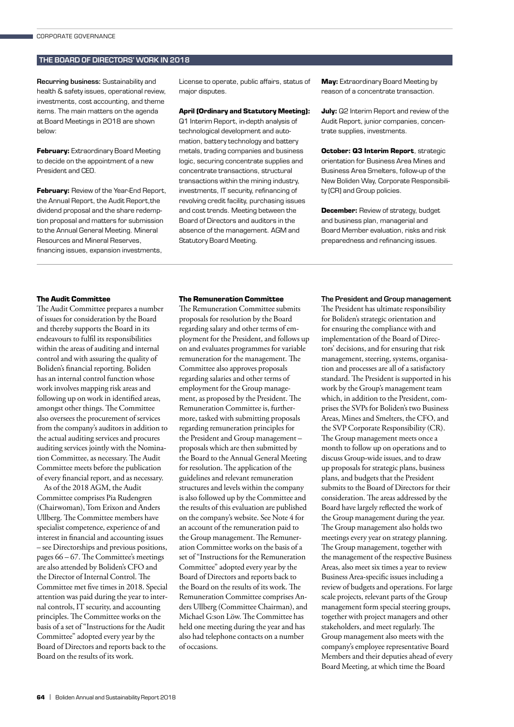## THE BOARD OF DIRECTORS' WORK IN 2018

**Recurring business:** Sustainability and health & safety issues, operational review, investments, cost accounting, and theme items. The main matters on the agenda at Board Meetings in 2018 are shown below:

**February:** Extraordinary Board Meeting to decide on the appointment of a new President and CEO.

**February:** Review of the Year-End Report, the Annual Report, the Audit Report,the dividend proposal and the share redemption proposal and matters for submission to the Annual General Meeting. Mineral Resources and Mineral Reserves, financing issues, expansion investments, License to operate, public affairs, status of major disputes.

**April (Ordinary and Statutory Meeting):** Q1 Interim Report, in-depth analysis of technological development and automation, battery technology and battery metals, trading companies and business logic, securing concentrate supplies and concentrate transactions, structural transactions within the mining industry, investments, IT security, refinancing of revolving credit facility, purchasing issues and cost trends. Meeting between the Board of Directors and auditors in the absence of the management. AGM and Statutory Board Meeting.

**May:** Extraordinary Board Meeting by reason of a concentrate transaction.

**July:** Q2 Interim Report and review of the Audit Report, junior companies, concentrate supplies, investments.

**October: Q3 Interim Report**, strategic orientation for Business Area Mines and Business Area Smelters, follow-up of the New Boliden Way, Corporate Responsibility (CR) and Group policies.

**December:** Review of strategy, budget and business plan, managerial and Board Member evaluation, risks and risk preparedness and refinancing issues.

### The Audit Committee

The Audit Committee prepares a number of issues for consideration by the Board and thereby supports the Board in its endeavours to fulfil its responsibilities within the areas of auditing and internal control and with assuring the quality of Boliden's financial reporting. Boliden has an internal control function whose work involves mapping risk areas and following up on work in identified areas, amongst other things. The Committee also oversees the procurement of services from the company's auditors in addition to the actual auditing services and procures auditing services jointly with the Nomination Committee, as necessary. The Audit Committee meets before the publication of every financial report, and as necessary.

As of the 2018 AGM, the Audit Committee comprises Pia Rudengren (Chairwoman), Tom Erixon and Anders Ullberg. The Committee members have specialist competence, experience of and interest in financial and accounting issues – see Directorships and previous positions, pages 66 – 67. The Committee's meetings are also attended by Boliden's CFO and the Director of Internal Control. The Committee met five times in 2018. Special attention was paid during the year to internal controls, IT security, and accounting principles. The Committee works on the basis of a set of "Instructions for the Audit Committee" adopted every year by the Board of Directors and reports back to the Board on the results of its work.

### The Remuneration Committee

The Remuneration Committee submits proposals for resolution by the Board regarding salary and other terms of employment for the President, and follows up on and evaluates programmes for variable remuneration for the management. The Committee also approves proposals regarding salaries and other terms of employment for the Group management, as proposed by the President. The Remuneration Committee is, furthermore, tasked with submitting proposals regarding remuneration principles for the President and Group management – proposals which are then submitted by the Board to the Annual General Meeting for resolution. The application of the guidelines and relevant remuneration structures and levels within the company is also followed up by the Committee and the results of this evaluation are published on the company's website. See Note 4 for an account of the remuneration paid to the Group management. The Remuneration Committee works on the basis of a set of "Instructions for the Remuneration Committee" adopted every year by the Board of Directors and reports back to the Board on the results of its work. The Remuneration Committee comprises Anders Ullberg (Committee Chairman), and Michael G:son Löw. The Committee has held one meeting during the year and has also had telephone contacts on a number of occasions.

### The President and Group management

The President has ultimate responsibility for Boliden's strategic orientation and for ensuring the compliance with and implementation of the Board of Directors' decisions, and for ensuring that risk management, steering, systems, organisation and processes are all of a satisfactory standard. The President is supported in his work by the Group's management team which, in addition to the President, comprises the SVPs for Boliden's two Business Areas, Mines and Smelters, the CFO, and the SVP Corporate Responsibility (CR). The Group management meets once a month to follow up on operations and to discuss Group-wide issues, and to draw up proposals for strategic plans, business plans, and budgets that the President submits to the Board of Directors for their consideration. The areas addressed by the Board have largely reflected the work of the Group management during the year. The Group management also holds two meetings every year on strategy planning. The Group management, together with the management of the respective Business Areas, also meet six times a year to review Business Area-specific issues including a review of budgets and operations. For large scale projects, relevant parts of the Group management form special steering groups, together with project managers and other stakeholders, and meet regularly. The Group management also meets with the company's employee representative Board Members and their deputies ahead of every Board Meeting, at which time the Board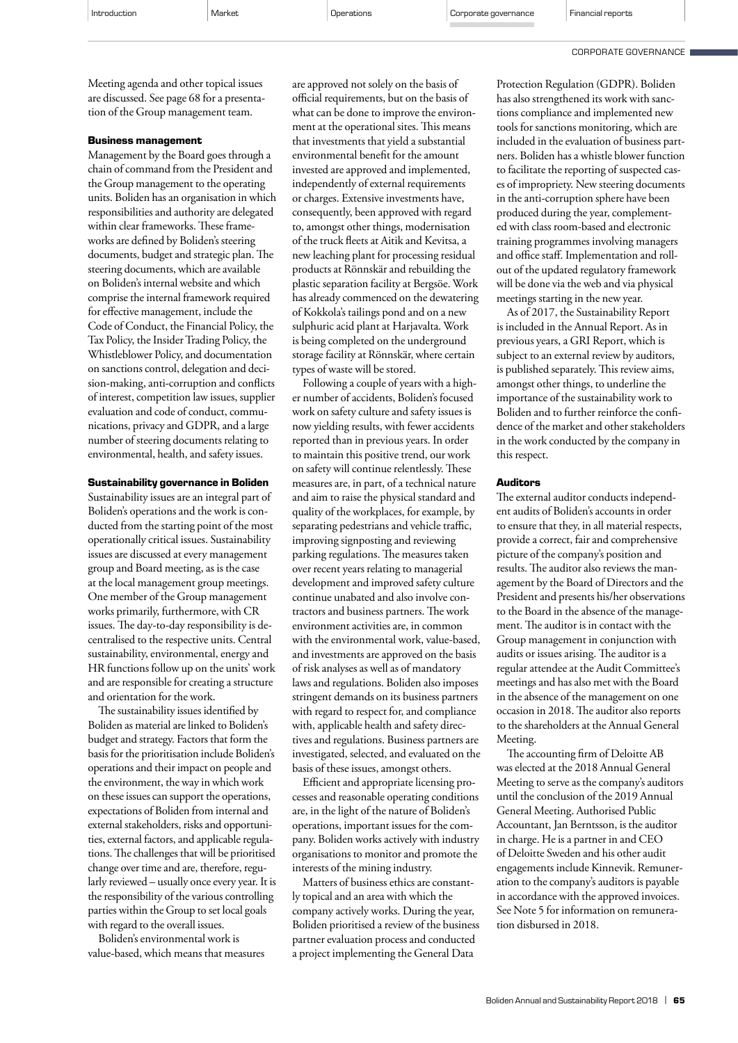Meeting agenda and other topical issues are discussed. See page 68 for a presentation of the Group management team.

### Business management

Management by the Board goes through a chain of command from the President and the Group management to the operating units. Boliden has an organisation in which responsibilities and authority are delegated within clear frameworks. These frameworks are defined by Boliden's steering documents, budget and strategic plan. The steering documents, which are available on Boliden's internal website and which comprise the internal framework required for effective management, include the Code of Conduct, the Financial Policy, the Tax Policy, the Insider Trading Policy, the Whistleblower Policy, and documentation on sanctions control, delegation and decision-making, anti-corruption and conflicts of interest, competition law issues, supplier evaluation and code of conduct, communications, privacy and GDPR, and a large number of steering documents relating to environmental, health, and safety issues.

### Sustainability governance in Boliden

Sustainability issues are an integral part of Boliden's operations and the work is conducted from the starting point of the most operationally critical issues. Sustainability issues are discussed at every management group and Board meeting, as is the case at the local management group meetings. One member of the Group management works primarily, furthermore, with CR issues. The day-to-day responsibility is decentralised to the respective units. Central sustainability, environmental, energy and HR functions follow up on the units' work and are responsible for creating a structure and orientation for the work.

The sustainability issues identified by Boliden as material are linked to Boliden's budget and strategy. Factors that form the basis for the prioritisation include Boliden's operations and their impact on people and the environment, the way in which work on these issues can support the operations, expectations of Boliden from internal and external stakeholders, risks and opportunities, external factors, and applicable regulations. The challenges that will be prioritised change over time and are, therefore, regularly reviewed – usually once every year. It is the responsibility of the various controlling parties within the Group to set local goals with regard to the overall issues.

Boliden's environmental work is value-based, which means that measures are approved not solely on the basis of official requirements, but on the basis of what can be done to improve the environment at the operational sites. This means that investments that yield a substantial environmental benefit for the amount invested are approved and implemented, independently of external requirements or charges. Extensive investments have, consequently, been approved with regard to, amongst other things, modernisation of the truck fleets at Aitik and Kevitsa, a new leaching plant for processing residual products at Rönnskär and rebuilding the plastic separation facility at Bergsöe. Work has already commenced on the dewatering of Kokkola's tailings pond and on a new sulphuric acid plant at Harjavalta. Work is being completed on the underground storage facility at Rönnskär, where certain types of waste will be stored.

Following a couple of years with a higher number of accidents, Boliden's focused work on safety culture and safety issues is now yielding results, with fewer accidents reported than in previous years. In order to maintain this positive trend, our work on safety will continue relentlessly. These measures are, in part, of a technical nature and aim to raise the physical standard and quality of the workplaces, for example, by separating pedestrians and vehicle traffic, improving signposting and reviewing parking regulations. The measures taken over recent years relating to managerial development and improved safety culture continue unabated and also involve contractors and business partners. The work environment activities are, in common with the environmental work, value-based, and investments are approved on the basis of risk analyses as well as of mandatory laws and regulations. Boliden also imposes stringent demands on its business partners with regard to respect for, and compliance with, applicable health and safety directives and regulations. Business partners are investigated, selected, and evaluated on the basis of these issues, amongst others.

Efficient and appropriate licensing processes and reasonable operating conditions are, in the light of the nature of Boliden's operations, important issues for the company. Boliden works actively with industry organisations to monitor and promote the interests of the mining industry.

Matters of business ethics are constantly topical and an area with which the company actively works. During the year, Boliden prioritised a review of the business partner evaluation process and conducted a project implementing the General Data Protection Regulation (GDPR). Boliden has also strengthened its work with sanctions compliance and implemented new tools for sanctions monitoring, which are included in the evaluation of business partners. Boliden has a whistle blower function to facilitate the reporting of suspected cases of impropriety. New steering documents in the anti-corruption sphere have been produced during the year, complemented with class room-based and electronic training programmes involving managers and office staff. Implementation and rollout of the updated regulatory framework will be done via the web and via physical meetings starting in the new year.

As of 2017, the Sustainability Report is included in the Annual Report. As in previous years, a GRI Report, which is subject to an external review by auditors, is published separately. This review aims, amongst other things, to underline the importance of the sustainability work to Boliden and to further reinforce the confidence of the market and other stakeholders in the work conducted by the company in this respect.

### Auditors

The external auditor conducts independent audits of Boliden's accounts in order to ensure that they, in all material respects, provide a correct, fair and comprehensive picture of the company's position and results. The auditor also reviews the management by the Board of Directors and the President and presents his/her observations to the Board in the absence of the management. The auditor is in contact with the Group management in conjunction with audits or issues arising. The auditor is a regular attendee at the Audit Committee's meetings and has also met with the Board in the absence of the management on one occasion in 2018. The auditor also reports to the shareholders at the Annual General Meeting.

The accounting firm of Deloitte AB was elected at the 2018 Annual General Meeting to serve as the company's auditors until the conclusion of the 2019 Annual General Meeting. Authorised Public Accountant, Jan Berntsson, is the auditor in charge. He is a partner in and CEO of Deloitte Sweden and his other audit engagements include Kinnevik. Remuneration to the company's auditors is payable in accordance with the approved invoices. See Note 5 for information on remuneration disbursed in 2018.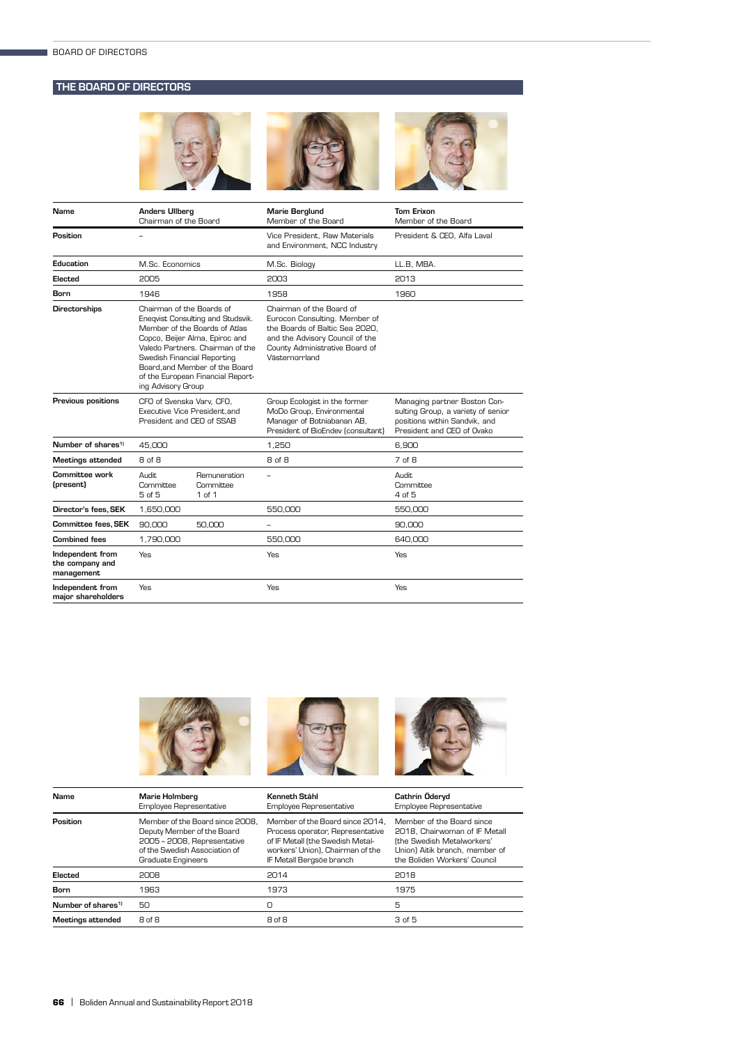# THE BOARD OF DIRECTORS

| Name | Anders Ullberg<br>Chairman of the Board | | Marie Berglund<br>Member of the Board | Tom Erixon<br>Member of the Board |
|---|---|---|---|---|
| Position | – | | Vice President, Raw Materials and Environment, NCC Industry | President & CEO, Alfa Laval |
| Education | M.Sc. Economics | | M.Sc. Biology | LL.B, MBA. |
| Elected | 2005 | | 2003 | 2013 |
| Born | 1946 | | 1958 | 1960 |
| Directorships | Chairman of the Boards of Eneqvist Consulting and Studsvik. Member of the Boards of Atlas Copco, Beijer Alma, Epiroc and Valedo Partners. Chairman of the Swedish Financial Reporting Board,and Member of the Board of the European Financial Reporting Advisory Group | | Chairman of the Board of Eurocon Consulting. Member of the Boards of Baltic Sea 2020, and the Advisory Council of the County Administrative Board of Västernorrland | |
| Previous positions | CFO of Svenska Varv, CFO, Executive Vice President,and President and CEO of SSAB | | Group Ecologist in the former MoDo Group, Environmental Manager of Botniabanan AB, President of BioEndev (consultant) | Managing partner Boston Consulting Group, a variety of senior positions within Sandvik, and President and CEO of Ovako |
| Number of shares[1] | 45,000 | | 1,250 | 6,900 |
| Meetings attended | 8 of 8 | | 8 of 8 | 7 of 8 |
| Committee work (present) | Audit Committee 5 of 5 | Remuneration Committee 1 of 1 | – | Audit Committee 4 of 5 |
| Director's fees, SEK | 1,650,000 | | 550,000 | 550,000 |
| Committee fees, SEK | 90,000 | 50,000 | – | 90,000 |
| Combined fees | 1,790,000 | | 550,000 | 640,000 |
| Independent from the company and management | Yes | | Yes | Yes |
| Independent from major shareholders | Yes | | Yes | Yes |

| Name | Marie Holmberg<br>Employee Representative | Kenneth Ståhl<br>Employee Representative | Cathrin Öderyd<br>Employee Representative |
|---|---|---|---|
| Position | Member of the Board since 2008, Deputy Member of the Board 2005 – 2008, Representative of the Swedish Association of Graduate Engineers | Member of the Board since 2014, Process operator, Representative of IF Metall (the Swedish Metalworkers' Union), Chairman of the IF Metall Bergsöe branch | Member of the Board since 2018, Chairwoman of IF Metall (the Swedish Metalworkers' Union) Aitik branch, member of the Boliden Workers' Council |
| Elected | 2008 | 2014 | 2018 |
| Born | 1963 | 1973 | 1975 |
| Number of shares[1] | 50 | 0 | 5 |
| Meetings attended | 8 of 8 | 8 of 8 | 3 of 5 |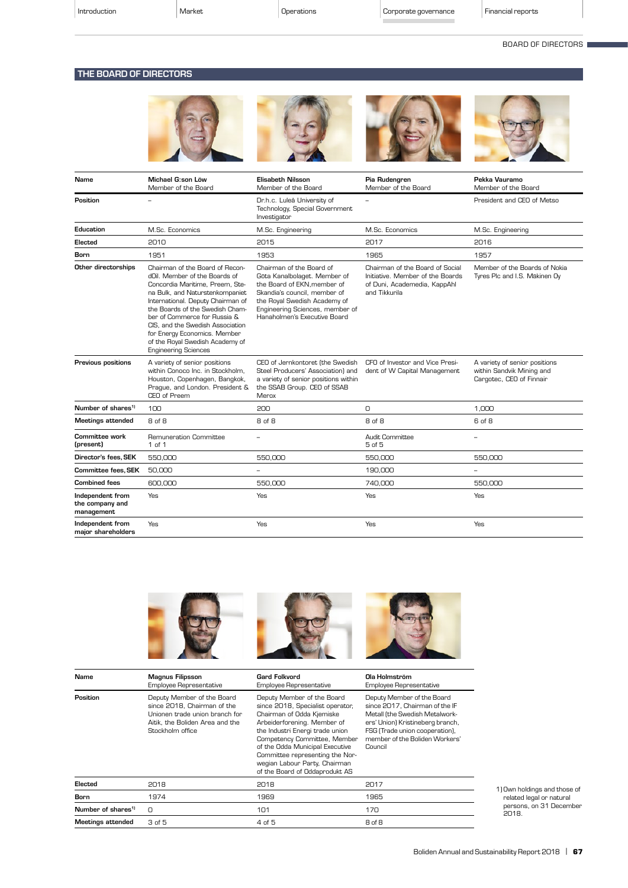## THE BOARD OF DIRECTORS

| Name | Michael G:son Löw<br>Member of the Board | Elisabeth Nilsson<br>Member of the Board | Pia Rudengren<br>Member of the Board | Pekka Vauramo<br>Member of the Board |
|---|---|---|---|---|
| Position | – | Dr.h.c. Luleå University of Technology, Special Government Investigator | – | President and CEO of Metso |
| Education | M.Sc. Economics | M.Sc. Engineering | M.Sc. Economics | M.Sc. Engineering |
| Elected | 2010 | 2015 | 2017 | 2016 |
| Born | 1951 | 1953 | 1965 | 1957 |
| Other directorships | Chairman of the Board of RecondOil. Member of the Boards of Concordia Maritime, Preem, Stena Bulk, and Naturstenkompaniet International. Deputy Chairman of the Boards of the Swedish Chamber of Commerce for Russia & CIS, and the Swedish Association for Energy Economics. Member of the Royal Swedish Academy of Engineering Sciences | Chairman of the Board of Göta Kanalbolaget. Member of the Board of EKN,member of Skandia's council, member of the Royal Swedish Academy of Engineering Sciences, member of Hanaholmen's Executive Board | Chairman of the Board of Social Initiative. Member of the Boards of Duni, Academedia, KappAhl and Tikkurila | Member of the Boards of Nokia Tyres Plc and I.S. Mäkinen Oy |
| Previous positions | A variety of senior positions within Conoco Inc. in Stockholm, Houston, Copenhagen, Bangkok, Prague, and London. President & CEO of Preem | CEO of Jernkontoret (the Swedish Steel Producers' Association) and a variety of senior positions within the SSAB Group. CEO of SSAB Merox | CFO of Investor and Vice President of W Capital Management | A variety of senior positions within Sandvik Mining and Cargotec, CEO of Finnair |
| Number of shares[1] | 100 | 200 | 0 | 1,000 |
| Meetings attended | 8 of 8 | 8 of 8 | 8 of 8 | 6 of 8 |
| Committee work (present) | Remuneration Committee<br>1 of 1 | – | Audit Committee<br>5 of 5 | – |
| Director's fees, SEK | 550,000 | 550,000 | 550,000 | 550,000 |
| Committee fees, SEK | 50,000 | – | 190,000 | – |
| Combined fees | 600,000 | 550,000 | 740,000 | 550,000 |
| Independent from the company and management | Yes | Yes | Yes | Yes |
| Independent from major shareholders | Yes | Yes | Yes | Yes |

| Name | Magnus Filipsson<br>Employee Representative | Gard Folkvord<br>Employee Representative | Ola Holmström<br>Employee Representative |
|---|---|---|---|
| Position | Deputy Member of the Board since 2018, Chairman of the Unionen trade union branch for Aitik, the Boliden Area and the Stockholm office | Deputy Member of the Board since 2018, Specialist operator, Chairman of Odda Kjemiske Arbeiderforening. Member of the Industri Energi trade union Competency Committee, Member of the Odda Municipal Executive Committee representing the Norwegian Labour Party, Chairman of the Board of Oddaprodukt AS | Deputy Member of the Board since 2017, Chairman of the IF Metall (the Swedish Metalworkers' Union) Kristineberg branch, FSG (Trade union cooperation), member of the Boliden Workers' Council |
| Elected | 2018 | 2018 | 2017 |
| Born | 1974 | 1969 | 1965 |
| Number of shares[1] | 0 | 101 | 170 |
| Meetings attended | 3 of 5 | 4 of 5 | 8 of 8 |

1) Own holdings and those of related legal or natural persons, on 31 December 2018.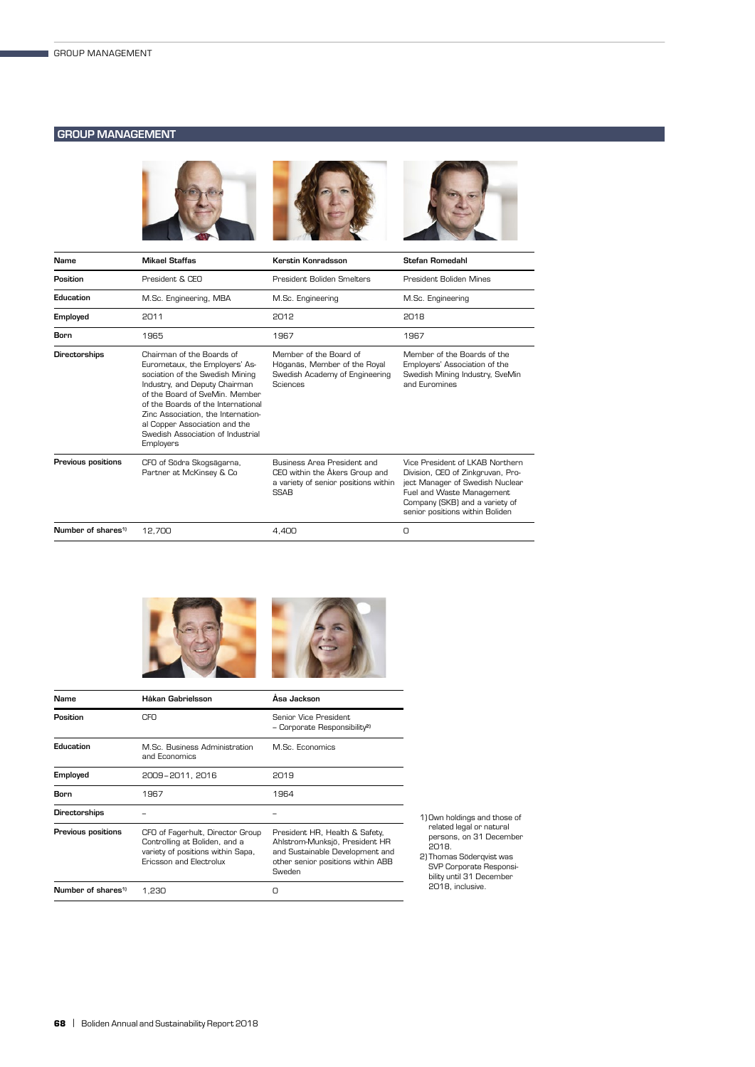## GROUP MANAGEMENT

| Name | Mikael Staffas | Kerstin Konradsson | Stefan Romedahl |
|---|---|---|---|
| Position | President & CEO | President Boliden Smelters | President Boliden Mines |
| Education | M.Sc. Engineering, MBA | M.Sc. Engineering | M.Sc. Engineering |
| Employed | 2011 | 2012 | 2018 |
| Born | 1965 | 1967 | 1967 |
| Directorships | Chairman of the Boards of Eurometaux, the Employers' Association of the Swedish Mining Industry, and Deputy Chairman of the Board of SveMin. Member of the Boards of the International Zinc Association, the International Copper Association and the Swedish Association of Industrial Employers | Member of the Board of Höganäs, Member of the Royal Swedish Academy of Engineering Sciences | Member of the Boards of the Employers' Association of the Swedish Mining Industry, SveMin and Euromines |
| Previous positions | CFO of Södra Skogsägarna, Partner at McKinsey & Co | Business Area President and CEO within the Åkers Group and a variety of senior positions within SSAB | Vice President of LKAB Northern Division, CEO of Zinkgruvan, Project Manager of Swedish Nuclear Fuel and Waste Management Company (SKB) and a variety of senior positions within Boliden |
| Number of shares[1] | 12,700 | 4,400 | 0 |

| Name | Håkan Gabrielsson | Åsa Jackson |
|---|---|---|
| Position | CFO | Senior Vice President – Corporate Responsibility[2] |
| Education | M.Sc. Business Administration and Economics | M.Sc. Economics |
| Employed | 2009–2011, 2016 | 2019 |
| Born | 1967 | 1964 |
| Directorships | – | – |
| Previous positions | CFO of Fagerhult, Director Group Controlling at Boliden, and a variety of positions within Sapa, Ericsson and Electrolux | President HR, Health & Safety, Ahlstrom-Munksjö, President HR and Sustainable Development and other senior positions within ABB Sweden |
| Number of shares[1] | 1,230 | 0 |

1) Own holdings and those of related legal or natural persons, on 31 December 2018.
2) Thomas Söderqvist was SVP Corporate Responsibility until 31 December 2018, inclusive.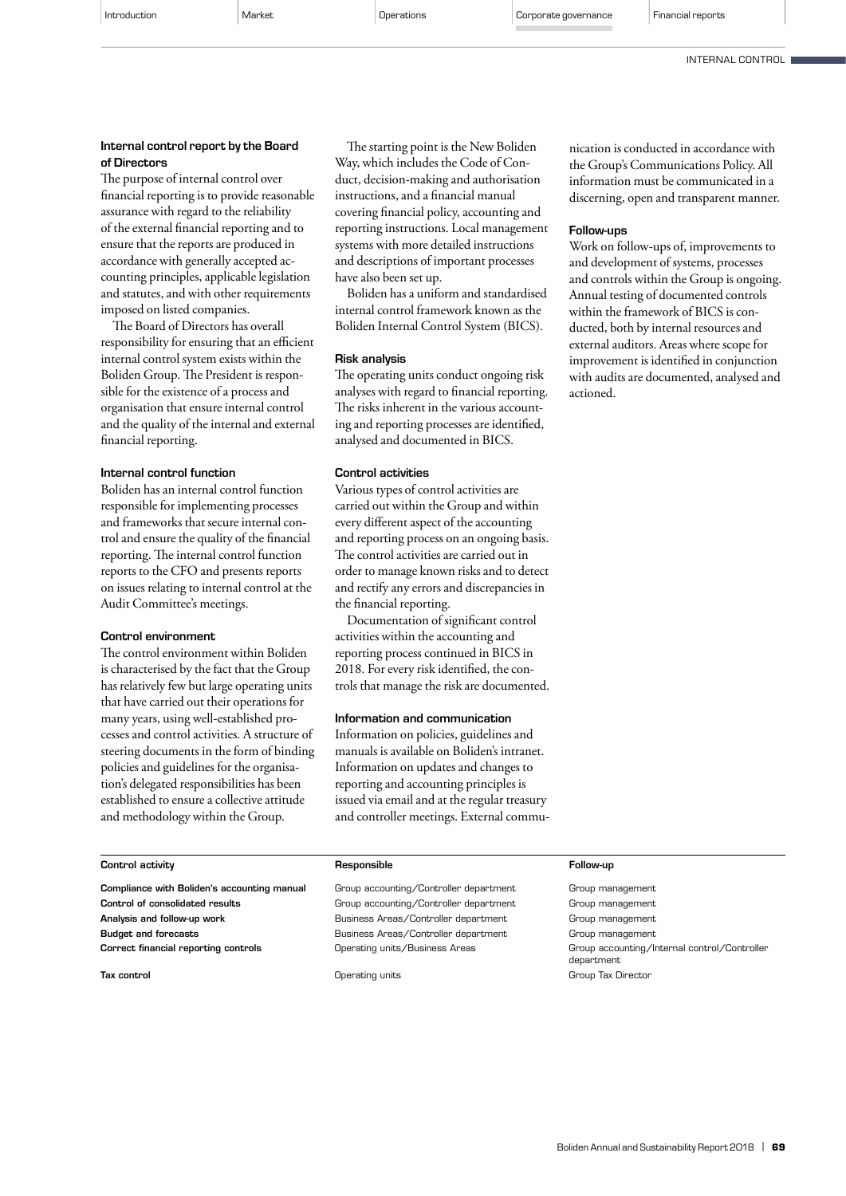### Internal control report by the Board of Directors

The purpose of internal control over financial reporting is to provide reasonable assurance with regard to the reliability of the external financial reporting and to ensure that the reports are produced in accordance with generally accepted accounting principles, applicable legislation and statutes, and with other requirements imposed on listed companies.

The Board of Directors has overall responsibility for ensuring that an efficient internal control system exists within the Boliden Group. The President is responsible for the existence of a process and organisation that ensure internal control and the quality of the internal and external financial reporting.

### Internal control function

Boliden has an internal control function responsible for implementing processes and frameworks that secure internal control and ensure the quality of the financial reporting. The internal control function reports to the CFO and presents reports on issues relating to internal control at the Audit Committee's meetings.

### Control environment

The control environment within Boliden is characterised by the fact that the Group has relatively few but large operating units that have carried out their operations for many years, using well-established processes and control activities. A structure of steering documents in the form of binding policies and guidelines for the organisation's delegated responsibilities has been established to ensure a collective attitude and methodology within the Group.

The starting point is the New Boliden Way, which includes the Code of Conduct, decision-making and authorisation instructions, and a financial manual covering financial policy, accounting and reporting instructions. Local management systems with more detailed instructions and descriptions of important processes have also been set up.

Boliden has a uniform and standardised internal control framework known as the Boliden Internal Control System (BICS).

### Risk analysis

The operating units conduct ongoing risk analyses with regard to financial reporting. The risks inherent in the various accounting and reporting processes are identified, analysed and documented in BICS.

### Control activities

Various types of control activities are carried out within the Group and within every different aspect of the accounting and reporting process on an ongoing basis. The control activities are carried out in order to manage known risks and to detect and rectify any errors and discrepancies in the financial reporting.

Documentation of significant control activities within the accounting and reporting process continued in BICS in 2018. For every risk identified, the controls that manage the risk are documented.

### Information and communication

Information on policies, guidelines and manuals is available on Boliden's intranet. Information on updates and changes to reporting and accounting principles is issued via email and at the regular treasury and controller meetings. External communication is conducted in accordance with the Group's Communications Policy. All information must be communicated in a discerning, open and transparent manner.

### Follow-ups

Work on follow-ups of, improvements to and development of systems, processes and controls within the Group is ongoing. Annual testing of documented controls within the framework of BICS is conducted, both by internal resources and external auditors. Areas where scope for improvement is identified in conjunction with audits are documented, analysed and actioned.

| Control activity | Responsible | Follow-up |
|---|---|---|
| **Compliance with Boliden's accounting manual** | Group accounting/Controller department | Group management |
| **Control of consolidated results** | Group accounting/Controller department | Group management |
| **Analysis and follow-up work** | Business Areas/Controller department | Group management |
| **Budget and forecasts** | Business Areas/Controller department | Group management |
| **Correct financial reporting controls** | Operating units/Business Areas | Group accounting/Internal control/Controller department |
| **Tax control** | Operating units | Group Tax Director |